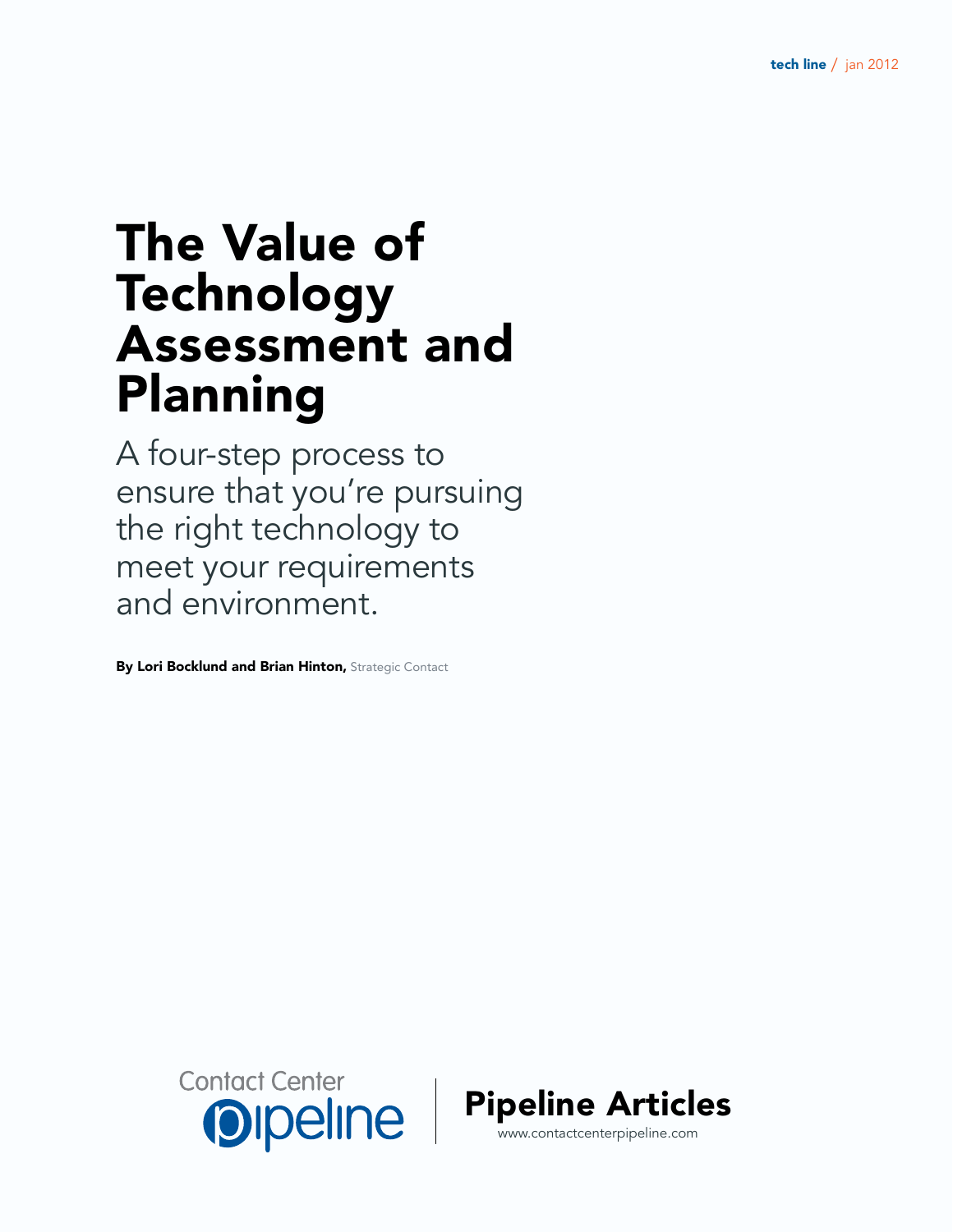tech line / jan 2012

# The Value of Technology Assessment and Planning

A four-step process to ensure that you're pursuing the right technology to meet your requirements and environment.

**By Lori Bocklund and Brian Hinton,** Strategic Contact

Contact Center pipeline | **Pipeline Articles**
www.contactcenterpipeline.com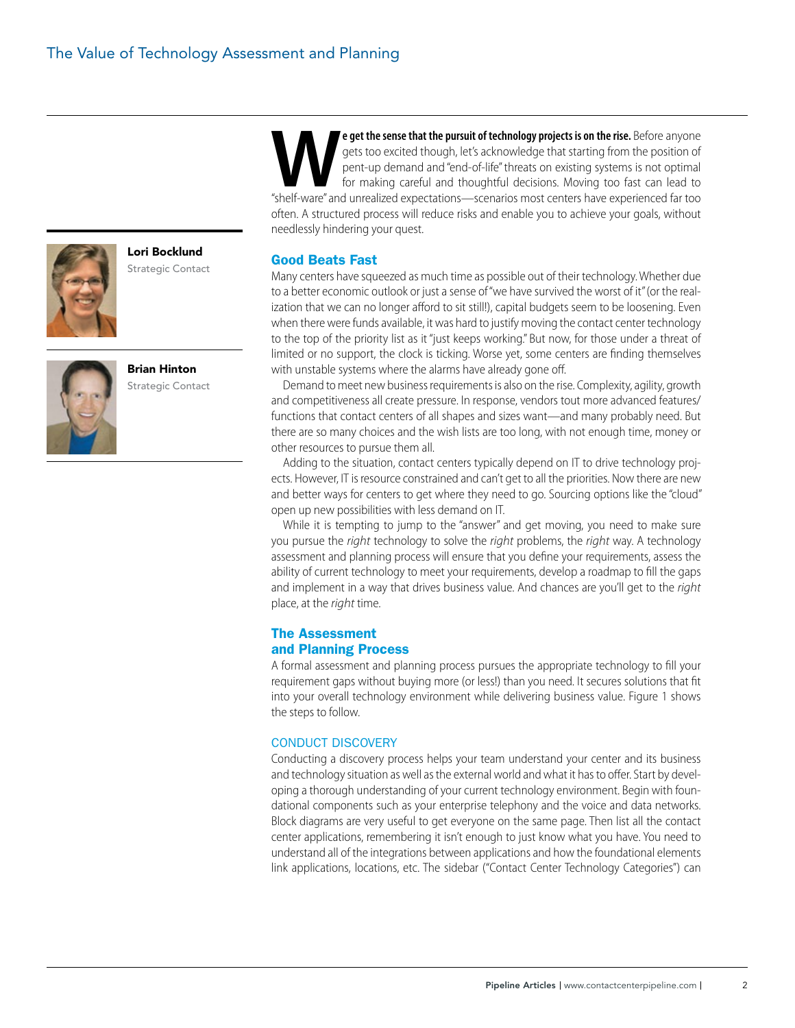# The Value of Technology Assessment and Planning

**Lori Bocklund**
Strategic Contact

**Brian Hinton**
Strategic Contact

**We get the sense that the pursuit of technology projects is on the rise.** Before anyone gets too excited though, let's acknowledge that starting from the position of pent-up demand and "end-of-life" threats on existing systems is not optimal for making careful and thoughtful decisions. Moving too fast can lead to "shelf-ware" and unrealized expectations—scenarios most centers have experienced far too often. A structured process will reduce risks and enable you to achieve your goals, without needlessly hindering your quest.

## Good Beats Fast

Many centers have squeezed as much time as possible out of their technology. Whether due to a better economic outlook or just a sense of "we have survived the worst of it" (or the realization that we can no longer afford to sit still!), capital budgets seem to be loosening. Even when there were funds available, it was hard to justify moving the contact center technology to the top of the priority list as it "just keeps working." But now, for those under a threat of limited or no support, the clock is ticking. Worse yet, some centers are finding themselves with unstable systems where the alarms have already gone off.

Demand to meet new business requirements is also on the rise. Complexity, agility, growth and competitiveness all create pressure. In response, vendors tout more advanced features/functions that contact centers of all shapes and sizes want—and many probably need. But there are so many choices and the wish lists are too long, with not enough time, money or other resources to pursue them all.

Adding to the situation, contact centers typically depend on IT to drive technology projects. However, IT is resource constrained and can't get to all the priorities. Now there are new and better ways for centers to get where they need to go. Sourcing options like the "cloud" open up new possibilities with less demand on IT.

While it is tempting to jump to the "answer" and get moving, you need to make sure you pursue the *right* technology to solve the *right* problems, the *right* way. A technology assessment and planning process will ensure that you define your requirements, assess the ability of current technology to meet your requirements, develop a roadmap to fill the gaps and implement in a way that drives business value. And chances are you'll get to the *right* place, at the *right* time.

## The Assessment and Planning Process

A formal assessment and planning process pursues the appropriate technology to fill your requirement gaps without buying more (or less!) than you need. It secures solutions that fit into your overall technology environment while delivering business value. Figure 1 shows the steps to follow.

### CONDUCT DISCOVERY

Conducting a discovery process helps your team understand your center and its business and technology situation as well as the external world and what it has to offer. Start by developing a thorough understanding of your current technology environment. Begin with foundational components such as your enterprise telephony and the voice and data networks. Block diagrams are very useful to get everyone on the same page. Then list all the contact center applications, remembering it isn't enough to just know what you have. You need to understand all of the integrations between applications and how the foundational elements link applications, locations, etc. The sidebar ("Contact Center Technology Categories") can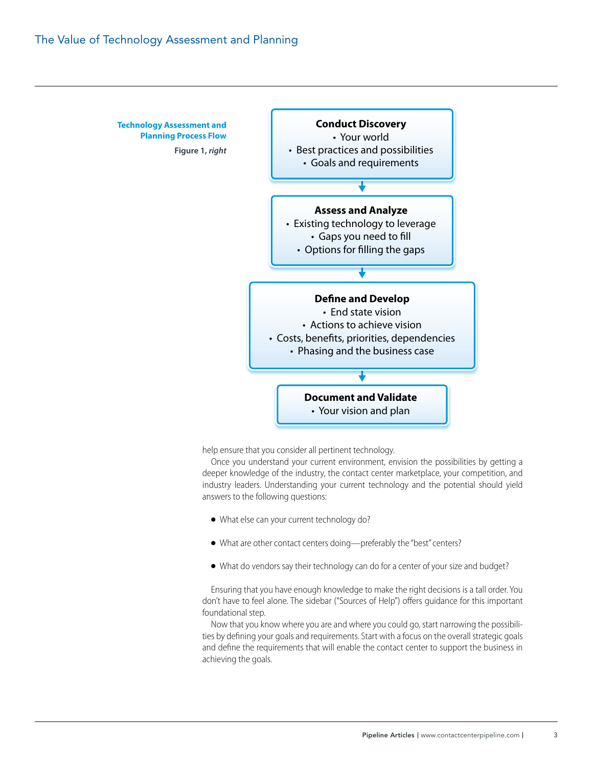**Technology Assessment and Planning Process Flow**

Figure 1, *right*

**Conduct Discovery**
- Your world
- Best practices and possibilities
- Goals and requirements

↓

**Assess and Analyze**
- Existing technology to leverage
- Gaps you need to fill
- Options for filling the gaps

↓

**Define and Develop**
- End state vision
- Actions to achieve vision
- Costs, benefits, priorities, dependencies
- Phasing and the business case

↓

**Document and Validate**
- Your vision and plan

help ensure that you consider all pertinent technology.

Once you understand your current environment, envision the possibilities by getting a deeper knowledge of the industry, the contact center marketplace, your competition, and industry leaders. Understanding your current technology and the potential should yield answers to the following questions:

- What else can your current technology do?
- What are other contact centers doing—preferably the "best" centers?
- What do vendors say their technology can do for a center of your size and budget?

Ensuring that you have enough knowledge to make the right decisions is a tall order. You don't have to feel alone. The sidebar ("Sources of Help") offers guidance for this important foundational step.

Now that you know where you are and where you could go, start narrowing the possibilities by defining your goals and requirements. Start with a focus on the overall strategic goals and define the requirements that will enable the contact center to support the business in achieving the goals.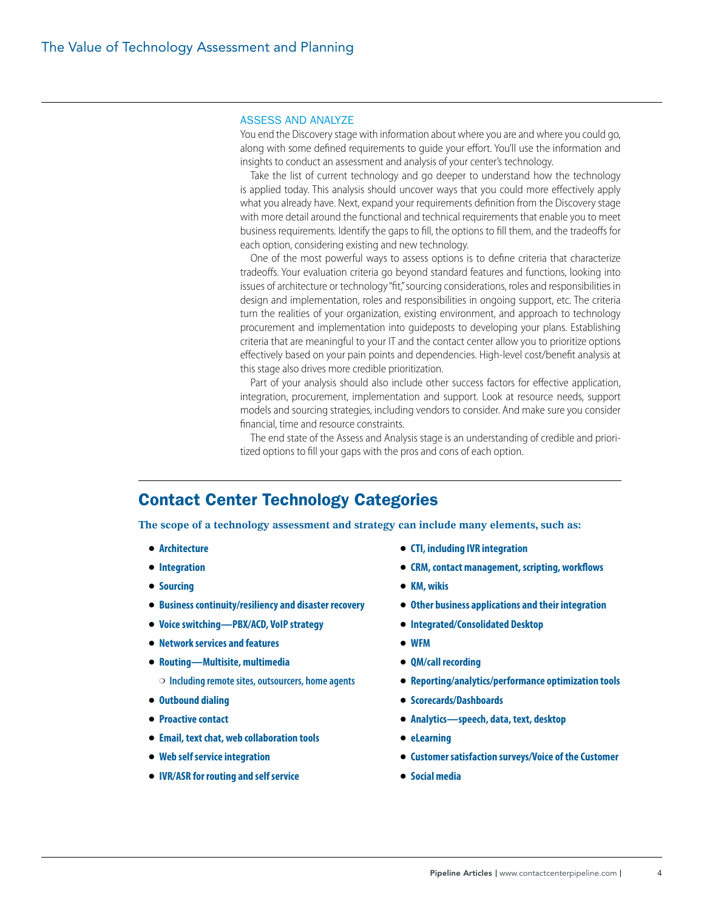### ASSESS AND ANALYZE

You end the Discovery stage with information about where you are and where you could go, along with some defined requirements to guide your effort. You'll use the information and insights to conduct an assessment and analysis of your center's technology.

Take the list of current technology and go deeper to understand how the technology is applied today. This analysis should uncover ways that you could more effectively apply what you already have. Next, expand your requirements definition from the Discovery stage with more detail around the functional and technical requirements that enable you to meet business requirements. Identify the gaps to fill, the options to fill them, and the tradeoffs for each option, considering existing and new technology.

One of the most powerful ways to assess options is to define criteria that characterize tradeoffs. Your evaluation criteria go beyond standard features and functions, looking into issues of architecture or technology "fit," sourcing considerations, roles and responsibilities in design and implementation, roles and responsibilities in ongoing support, etc. The criteria turn the realities of your organization, existing environment, and approach to technology procurement and implementation into guideposts to developing your plans. Establishing criteria that are meaningful to your IT and the contact center allow you to prioritize options effectively based on your pain points and dependencies. High-level cost/benefit analysis at this stage also drives more credible prioritization.

Part of your analysis should also include other success factors for effective application, integration, procurement, implementation and support. Look at resource needs, support models and sourcing strategies, including vendors to consider. And make sure you consider financial, time and resource constraints.

The end state of the Assess and Analysis stage is an understanding of credible and prioritized options to fill your gaps with the pros and cons of each option.

## Contact Center Technology Categories

**The scope of a technology assessment and strategy can include many elements, such as:**

- **Architecture**
- **Integration**
- **Sourcing**
- **Business continuity/resiliency and disaster recovery**
- **Voice switching—PBX/ACD, VoIP strategy**
- **Network services and features**
- **Routing—Multisite, multimedia**
  - **Including remote sites, outsourcers, home agents**
- **Outbound dialing**
- **Proactive contact**
- **Email, text chat, web collaboration tools**
- **Web self service integration**
- **IVR/ASR for routing and self service**
- **CTI, including IVR integration**
- **CRM, contact management, scripting, workflows**
- **KM, wikis**
- **Other business applications and their integration**
- **Integrated/Consolidated Desktop**
- **WFM**
- **QM/call recording**
- **Reporting/analytics/performance optimization tools**
- **Scorecards/Dashboards**
- **Analytics—speech, data, text, desktop**
- **eLearning**
- **Customer satisfaction surveys/Voice of the Customer**
- **Social media**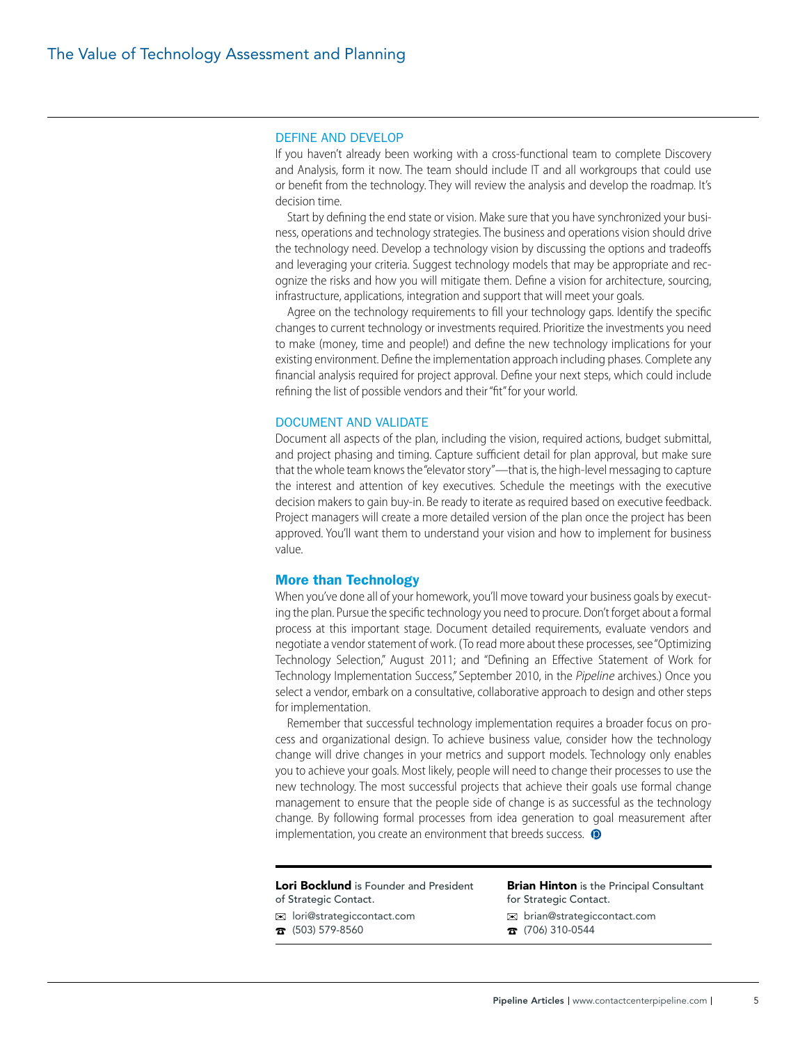### DEFINE AND DEVELOP

If you haven't already been working with a cross-functional team to complete Discovery and Analysis, form it now. The team should include IT and all workgroups that could use or benefit from the technology. They will review the analysis and develop the roadmap. It's decision time.

Start by defining the end state or vision. Make sure that you have synchronized your business, operations and technology strategies. The business and operations vision should drive the technology need. Develop a technology vision by discussing the options and tradeoffs and leveraging your criteria. Suggest technology models that may be appropriate and recognize the risks and how you will mitigate them. Define a vision for architecture, sourcing, infrastructure, applications, integration and support that will meet your goals.

Agree on the technology requirements to fill your technology gaps. Identify the specific changes to current technology or investments required. Prioritize the investments you need to make (money, time and people!) and define the new technology implications for your existing environment. Define the implementation approach including phases. Complete any financial analysis required for project approval. Define your next steps, which could include refining the list of possible vendors and their "fit" for your world.

### DOCUMENT AND VALIDATE

Document all aspects of the plan, including the vision, required actions, budget submittal, and project phasing and timing. Capture sufficient detail for plan approval, but make sure that the whole team knows the "elevator story"—that is, the high-level messaging to capture the interest and attention of key executives. Schedule the meetings with the executive decision makers to gain buy-in. Be ready to iterate as required based on executive feedback. Project managers will create a more detailed version of the plan once the project has been approved. You'll want them to understand your vision and how to implement for business value.

## More than Technology

When you've done all of your homework, you'll move toward your business goals by executing the plan. Pursue the specific technology you need to procure. Don't forget about a formal process at this important stage. Document detailed requirements, evaluate vendors and negotiate a vendor statement of work. (To read more about these processes, see "Optimizing Technology Selection," August 2011; and "Defining an Effective Statement of Work for Technology Implementation Success," September 2010, in the *Pipeline* archives.) Once you select a vendor, embark on a consultative, collaborative approach to design and other steps for implementation.

Remember that successful technology implementation requires a broader focus on process and organizational design. To achieve business value, consider how the technology change will drive changes in your metrics and support models. Technology only enables you to achieve your goals. Most likely, people will need to change their processes to use the new technology. The most successful projects that achieve their goals use formal change management to ensure that the people side of change is as successful as the technology change. By following formal processes from idea generation to goal measurement after implementation, you create an environment that breeds success.

---

**Lori Bocklund** is Founder and President of Strategic Contact.

✉ lori@strategiccontact.com
☎ (503) 579-8560

**Brian Hinton** is the Principal Consultant for Strategic Contact.

✉ brian@strategiccontact.com
☎ (706) 310-0544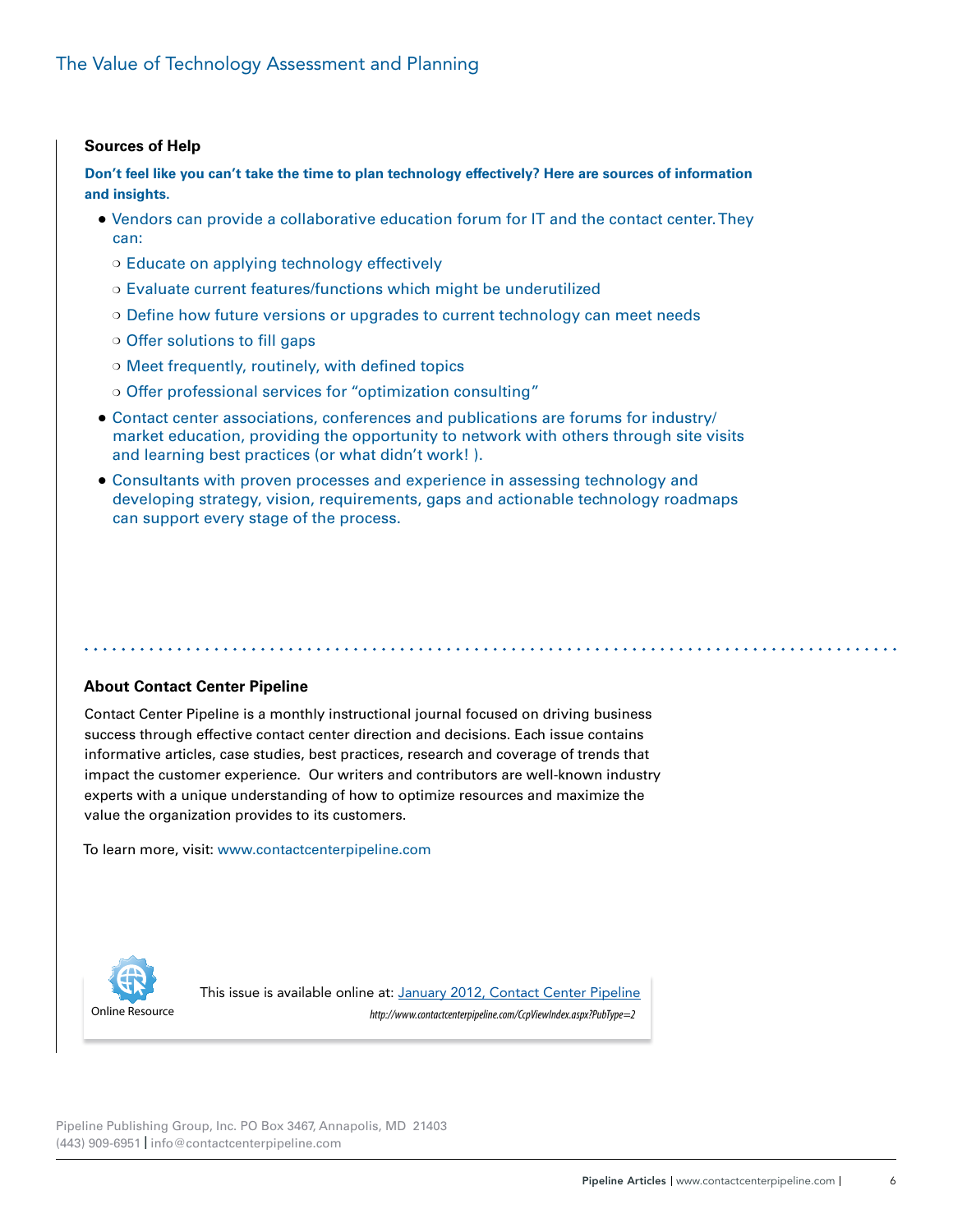### Sources of Help

**Don't feel like you can't take the time to plan technology effectively? Here are sources of information and insights.**

- Vendors can provide a collaborative education forum for IT and the contact center. They can:
  - Educate on applying technology effectively
  - Evaluate current features/functions which might be underutilized
  - Define how future versions or upgrades to current technology can meet needs
  - Offer solutions to fill gaps
  - Meet frequently, routinely, with defined topics
  - Offer professional services for "optimization consulting"
- Contact center associations, conferences and publications are forums for industry/market education, providing the opportunity to network with others through site visits and learning best practices (or what didn't work! ).
- Consultants with proven processes and experience in assessing technology and developing strategy, vision, requirements, gaps and actionable technology roadmaps can support every stage of the process.

### About Contact Center Pipeline

Contact Center Pipeline is a monthly instructional journal focused on driving business success through effective contact center direction and decisions. Each issue contains informative articles, case studies, best practices, research and coverage of trends that impact the customer experience. Our writers and contributors are well-known industry experts with a unique understanding of how to optimize resources and maximize the value the organization provides to its customers.

To learn more, visit: www.contactcenterpipeline.com

Online Resource

This issue is available online at: January 2012, Contact Center Pipeline

*http://www.contactcenterpipeline.com/CcpViewIndex.aspx?PubType=2*

Pipeline Publishing Group, Inc. PO Box 3467, Annapolis, MD 21403
(443) 909-6951 | info@contactcenterpipeline.com